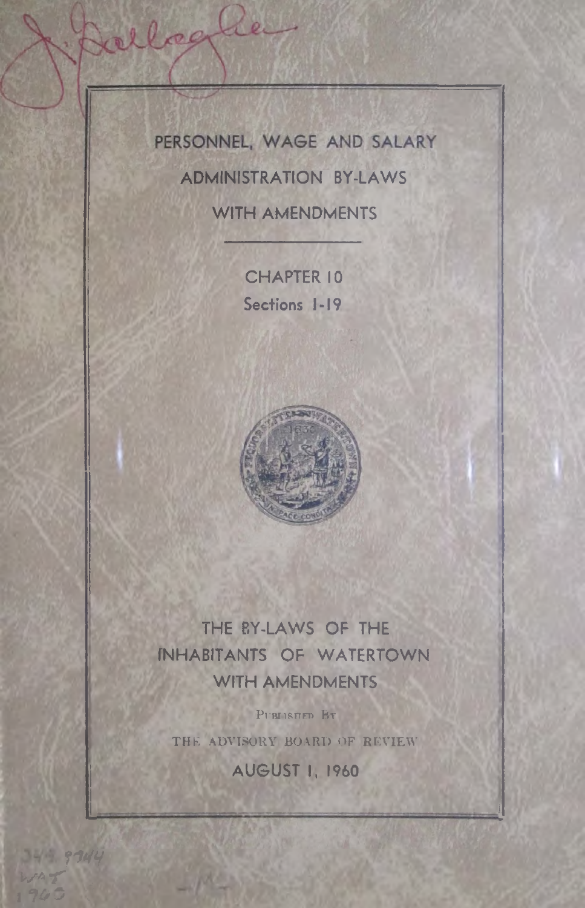# PERSONNEL, WAGE AND SALARY ADMINISTRATION BY-LAWS WITH AMENDMENTS

## CHAPTER 10

Sections 1-19

## THE BY-LAWS OF THE INHABITANTS OF WATERTOWN WITH AMENDMENTS

PUBLISHED BY

THE ADVISORY BOARD OF REVIEW

AUGUST 1, 1960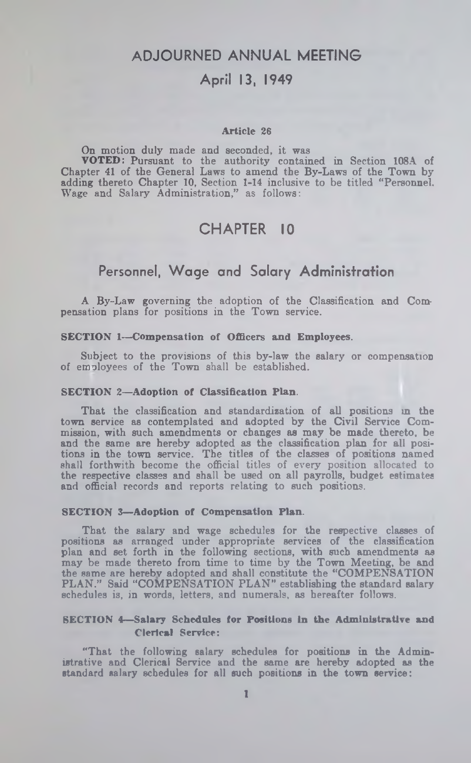# ADJOURNED ANNUAL MEETING

## April 13, 1949

**Article 26**

On motion duly made and seconded, it was

**VOTED:** Pursuant to the authority contained in Section 108A of Chapter 41 of the General Laws to amend the By-Laws of the Town by adding thereto Chapter 10, Section 1-14 inclusive to be titled "Personnel. Wage and Salary Administration," as follows:

# CHAPTER 10

## Personnel, Wage and Salary Administration

A By-Law governing the adoption of the Classification and Compensation plans for positions in the Town service.

**SECTION 1—Compensation of Officers and Employees.**

Subject to the provisions of this by-law the salary or compensation of employees of the Town shall be established.

**SECTION 2—Adoption of Classification Plan.**

That the classification and standardization of all positions in the town service as contemplated and adopted by the Civil Service Commission, with such amendments or changes as may be made thereto, be and the same are hereby adopted as the classification plan for all positions in the town service. The titles of the classes of positions named shall forthwith become the official titles of every position allocated to the respective classes and shall be used on all payrolls, budget estimates and official records and reports relating to such positions.

**SECTION 3—Adoption of Compensation Plan.**

That the salary and wage schedules for the respective classes of positions as arranged under appropriate services of the classification plan and set forth in the following sections, with such amendments as may be made thereto from time to time by the Town Meeting, be and the same are hereby adopted and shall constitute the "COMPENSATION PLAN." Said "COMPENSATION PLAN" establishing the standard salary schedules is, in words, letters, and numerals, as hereafter follows.

**SECTION 4—Salary Schedules for Positions in the Administrative and Clerical Service:**

"That the following salary schedules for positions in the Administrative and Clerical Service and the same are hereby adopted as the standard salary schedules for all such positions in the town service: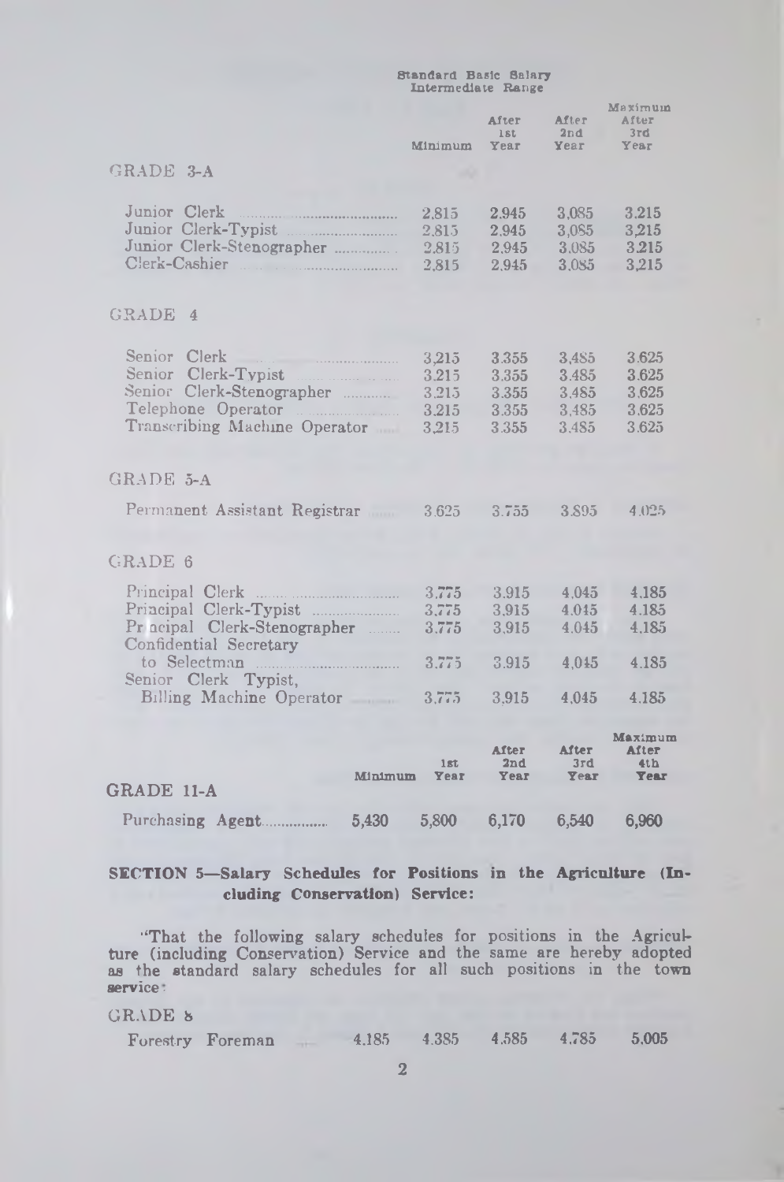Standard Basic Salary
Intermediate Range

| | Minimum | After 1st Year | After 2nd Year | Maximum After 3rd Year |
|---|---|---|---|---|
| **GRADE 3-A** | | | | |
| Junior Clerk | 2,815 | 2,945 | 3,085 | 3,215 |
| Junior Clerk-Typist | 2,815 | 2,945 | 3,085 | 3,215 |
| Junior Clerk-Stenographer | 2,815 | 2,945 | 3,085 | 3,215 |
| Clerk-Cashier | 2,815 | 2,945 | 3,085 | 3,215 |
| **GRADE 4** | | | | |
| Senior Clerk | 3,215 | 3,355 | 3,485 | 3,625 |
| Senior Clerk-Typist | 3,215 | 3,355 | 3,485 | 3,625 |
| Senior Clerk-Stenographer | 3,215 | 3,355 | 3,485 | 3,625 |
| Telephone Operator | 3,215 | 3,355 | 3,485 | 3,625 |
| Transcribing Machine Operator | 3,215 | 3,355 | 3,485 | 3,625 |
| **GRADE 5-A** | | | | |
| Permanent Assistant Registrar | 3,625 | 3,755 | 3,895 | 4,025 |
| **GRADE 6** | | | | |
| Principal Clerk | 3,775 | 3,915 | 4,045 | 4,185 |
| Principal Clerk-Typist | 3,775 | 3,915 | 4,045 | 4,185 |
| Principal Clerk-Stenographer | 3,775 | 3,915 | 4,045 | 4,185 |
| Confidential Secretary to Selectman | 3,775 | 3,915 | 4,045 | 4,185 |
| Senior Clerk Typist, Billing Machine Operator | 3,775 | 3,915 | 4,045 | 4,185 |

| | Minimum | 1st Year | After 2nd Year | After 3rd Year | Maximum After 4th Year |
|---|---|---|---|---|---|
| **GRADE 11-A** | | | | | |
| Purchasing Agent | 5,430 | 5,800 | 6,170 | 6,540 | 6,960 |

**SECTION 5—Salary Schedules for Positions in the Agriculture (Including Conservation) Service:**

"That the following salary schedules for positions in the Agriculture (including Conservation) Service and the same are hereby adopted as the standard salary schedules for all such positions in the town service:

| GRADE 8 | | | | | |
|---|---|---|---|---|---|
| Forestry Foreman | 4,185 | 4,385 | 4,585 | 4,785 | 5,005 |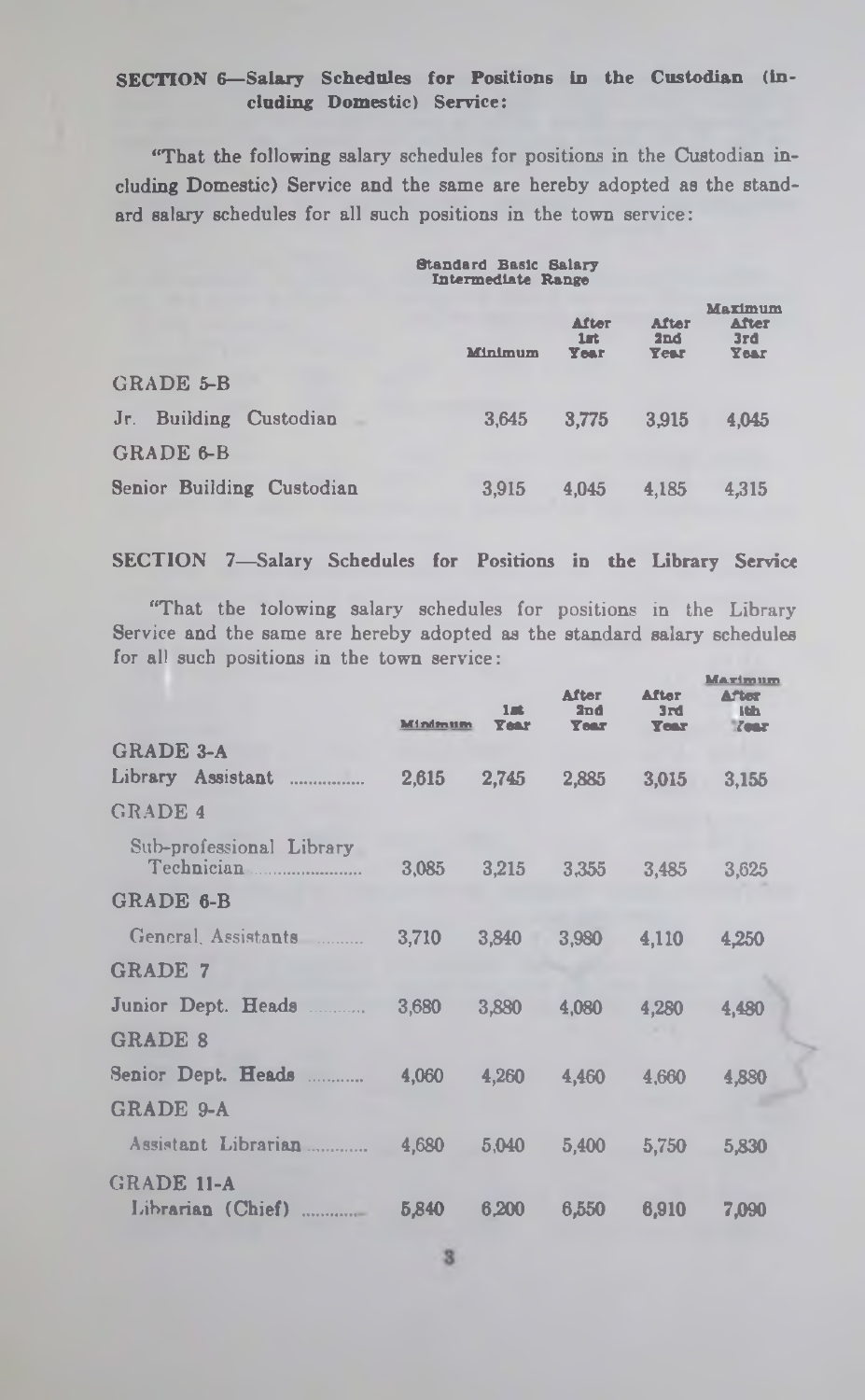**SECTION 6—Salary Schedules for Positions in the Custodian (including Domestic) Service:**

"That the following salary schedules for positions in the Custodian including Domestic) Service and the same are hereby adopted as the standard salary schedules for all such positions in the town service:

| | Standard Basic Salary Intermediate Range | | | |
|---|---|---|---|---|
| | Minimum | After 1st Year | After 2nd Year | Maximum After 3rd Year |
| GRADE 5-B | | | | |
| Jr. Building Custodian | 3,645 | 3,775 | 3,915 | 4,045 |
| GRADE 6-B | | | | |
| Senior Building Custodian | 3,915 | 4,045 | 4,185 | 4,315 |

**SECTION 7—Salary Schedules for Positions in the Library Service**

"That the tolowing salary schedules for positions in the Library Service and the same are hereby adopted as the standard salary schedules for all such positions in the town service:

| | Minimum | 1st Year | After 2nd Year | After 3rd Year | Maximum After 4th Year |
|---|---|---|---|---|---|
| GRADE 3-A | | | | | |
| Library Assistant | 2,615 | 2,745 | 2,885 | 3,015 | 3,155 |
| GRADE 4 | | | | | |
| Sub-professional Library Technician | 3,085 | 3,215 | 3,355 | 3,485 | 3,625 |
| GRADE 6-B | | | | | |
| General Assistants | 3,710 | 3,840 | 3,980 | 4,110 | 4,250 |
| GRADE 7 | | | | | |
| Junior Dept. Heads | 3,680 | 3,880 | 4,080 | 4,280 | 4,480 |
| GRADE 8 | | | | | |
| Senior Dept. Heads | 4,060 | 4,260 | 4,460 | 4,660 | 4,880 |
| GRADE 9-A | | | | | |
| Assistant Librarian | 4,680 | 5,040 | 5,400 | 5,750 | 5,830 |
| GRADE 11-A | | | | | |
| Librarian (Chief) | 5,840 | 6,200 | 6,550 | 6,910 | 7,090 |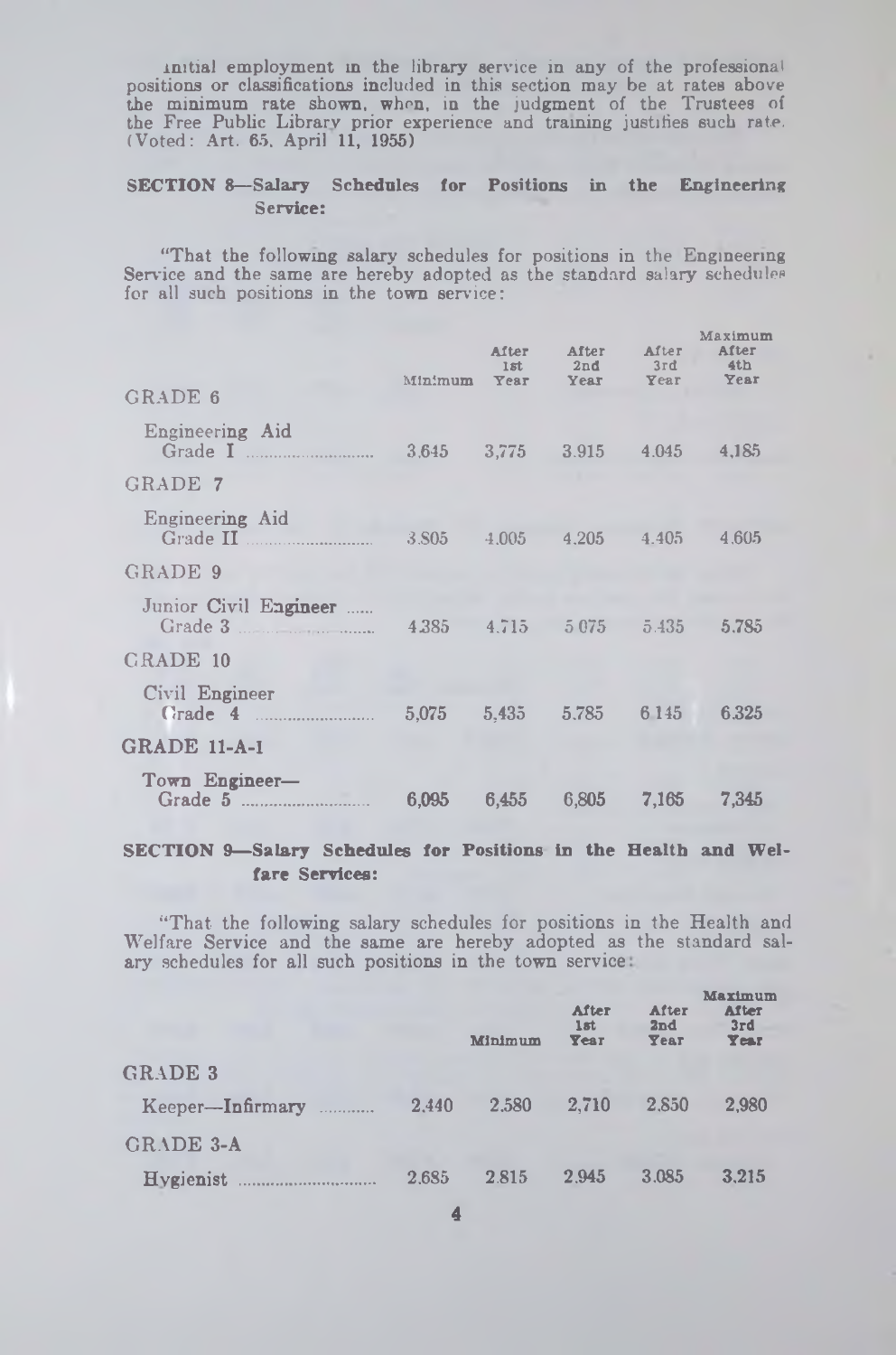initial employment in the library service in any of the professional positions or classifications included in this section may be at rates above the minimum rate shown, when, in the judgment of the Trustees of the Free Public Library prior experience and training justifies such rate. (Voted: Art. 65, April 11, 1955)

### SECTION 8—Salary Schedules for Positions in the Engineering Service:

"That the following salary schedules for positions in the Engineering Service and the same are hereby adopted as the standard salary schedules for all such positions in the town service:

| | Minimum | After 1st Year | After 2nd Year | After 3rd Year | Maximum After 4th Year |
|---|---|---|---|---|---|
| **GRADE 6** | | | | | |
| Engineering Aid Grade I | 3.645 | 3,775 | 3.915 | 4.045 | 4,185 |
| **GRADE 7** | | | | | |
| Engineering Aid Grade II | 3.805 | 4.005 | 4.205 | 4.405 | 4.605 |
| **GRADE 9** | | | | | |
| Junior Civil Engineer Grade 3 | 4.385 | 4.715 | 5 075 | 5.435 | 5.785 |
| **GRADE 10** | | | | | |
| Civil Engineer Grade 4 | 5,075 | 5,435 | 5.785 | 6 145 | 6.325 |
| **GRADE 11-A-1** | | | | | |
| Town Engineer—Grade 5 | 6,095 | 6,455 | 6,805 | 7,165 | 7,345 |

### SECTION 9—Salary Schedules for Positions in the Health and Welfare Services:

"That the following salary schedules for positions in the Health and Welfare Service and the same are hereby adopted as the standard salary schedules for all such positions in the town service:

| | | Minimum | After 1st Year | After 2nd Year | Maximum After 3rd Year |
|---|---|---|---|---|---|
| **GRADE 3** | | | | | |
| Keeper—Infirmary | 2.440 | 2.580 | 2,710 | 2.850 | 2,980 |
| **GRADE 3-A** | | | | | |
| Hygienist | 2.685 | 2.815 | 2.945 | 3.085 | 3.215 |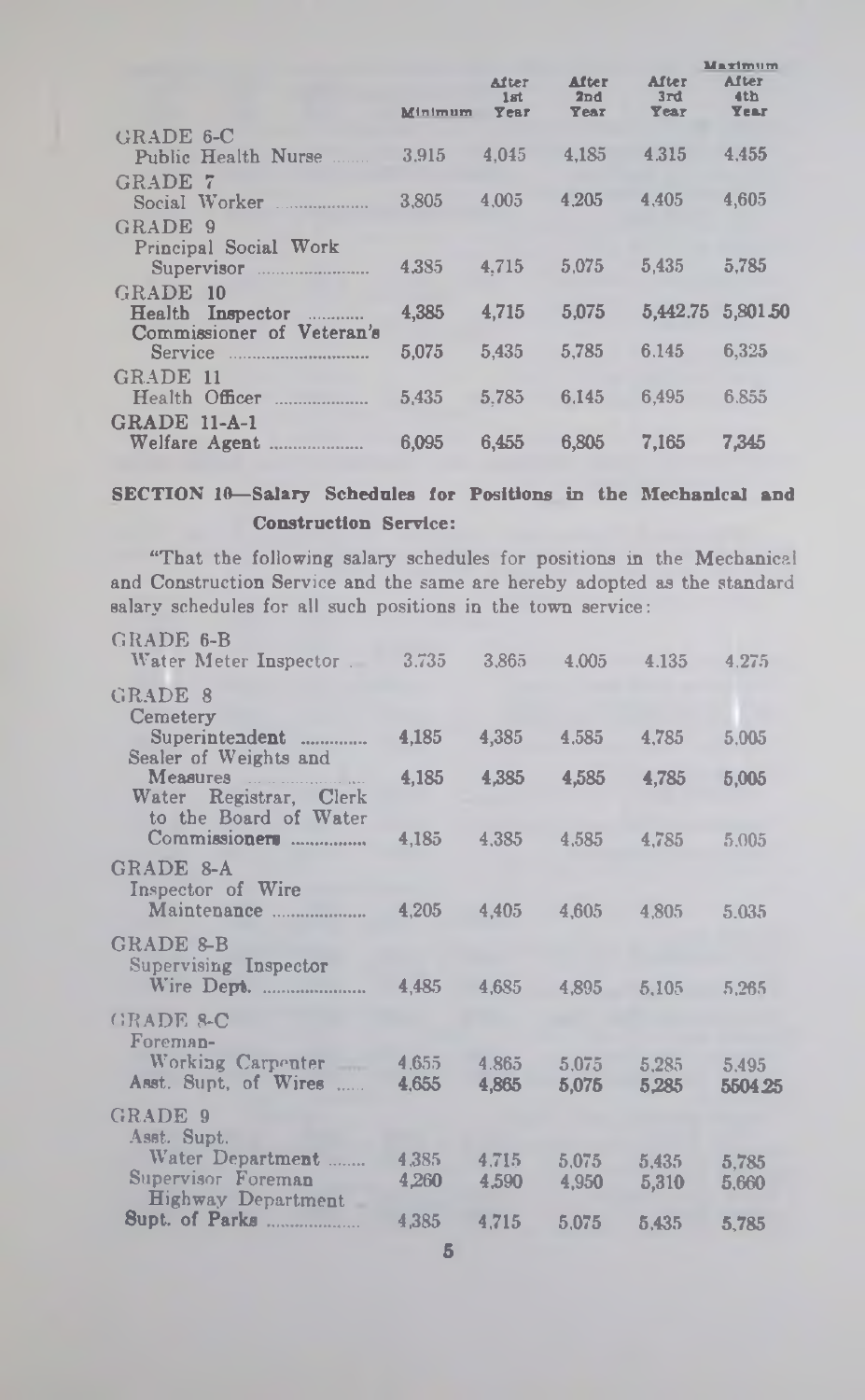| | Minimum | After 1st Year | After 2nd Year | After 3rd Year | Maximum After 4th Year |
|---|---|---|---|---|---|
| GRADE 6-C | | | | | |
| Public Health Nurse | 3,915 | 4,045 | 4,185 | 4,315 | 4,455 |
| GRADE 7 | | | | | |
| Social Worker | 3,805 | 4,005 | 4,205 | 4,405 | 4,605 |
| GRADE 9 | | | | | |
| Principal Social Work Supervisor | 4,385 | 4,715 | 5,075 | 5,435 | 5,785 |
| GRADE 10 | | | | | |
| Health Inspector | 4,385 | 4,715 | 5,075 | 5,442.75 | 5,801.50 |
| Commissioner of Veteran's Service | 5,075 | 5,435 | 5,785 | 6,145 | 6,325 |
| GRADE 11 | | | | | |
| Health Officer | 5,435 | 5,785 | 6,145 | 6,495 | 6,855 |
| GRADE 11-A-1 | | | | | |
| Welfare Agent | 6,095 | 6,455 | 6,805 | 7,165 | 7,345 |

## SECTION 10—Salary Schedules for Positions in the Mechanical and Construction Service:

"That the following salary schedules for positions in the Mechanical and Construction Service and the same are hereby adopted as the standard salary schedules for all such positions in the town service:

| | | | | | |
|---|---|---|---|---|---|
| GRADE 6-B | | | | | |
| Water Meter Inspector | 3,735 | 3,865 | 4,005 | 4,135 | 4,275 |
| GRADE 8 | | | | | |
| Cemetery Superintendent | 4,185 | 4,385 | 4,585 | 4,785 | 5,005 |
| Sealer of Weights and Measures | 4,185 | 4,385 | 4,585 | 4,785 | 5,005 |
| Water Registrar, Clerk to the Board of Water Commissioners | 4,185 | 4,385 | 4,585 | 4,785 | 5,005 |
| GRADE 8-A | | | | | |
| Inspector of Wire Maintenance | 4,205 | 4,405 | 4,605 | 4,805 | 5,035 |
| GRADE 8-B | | | | | |
| Supervising Inspector Wire Dept. | 4,485 | 4,685 | 4,895 | 5,105 | 5,265 |
| GRADE 8-C | | | | | |
| Foreman-Working Carpenter | 4,655 | 4,865 | 5,075 | 5,285 | 5,495 |
| Asst. Supt. of Wires | 4,655 | 4,865 | 5,075 | 5,285 | 5504.25 |
| GRADE 9 | | | | | |
| Asst. Supt. Water Department | 4,385 | 4,715 | 5,075 | 5,435 | 5,785 |
| Supervisor Foreman Highway Department | 4,260 | 4,590 | 4,950 | 5,310 | 5,660 |
| Supt. of Parks | 4,385 | 4,715 | 5,075 | 5,435 | 5,785 |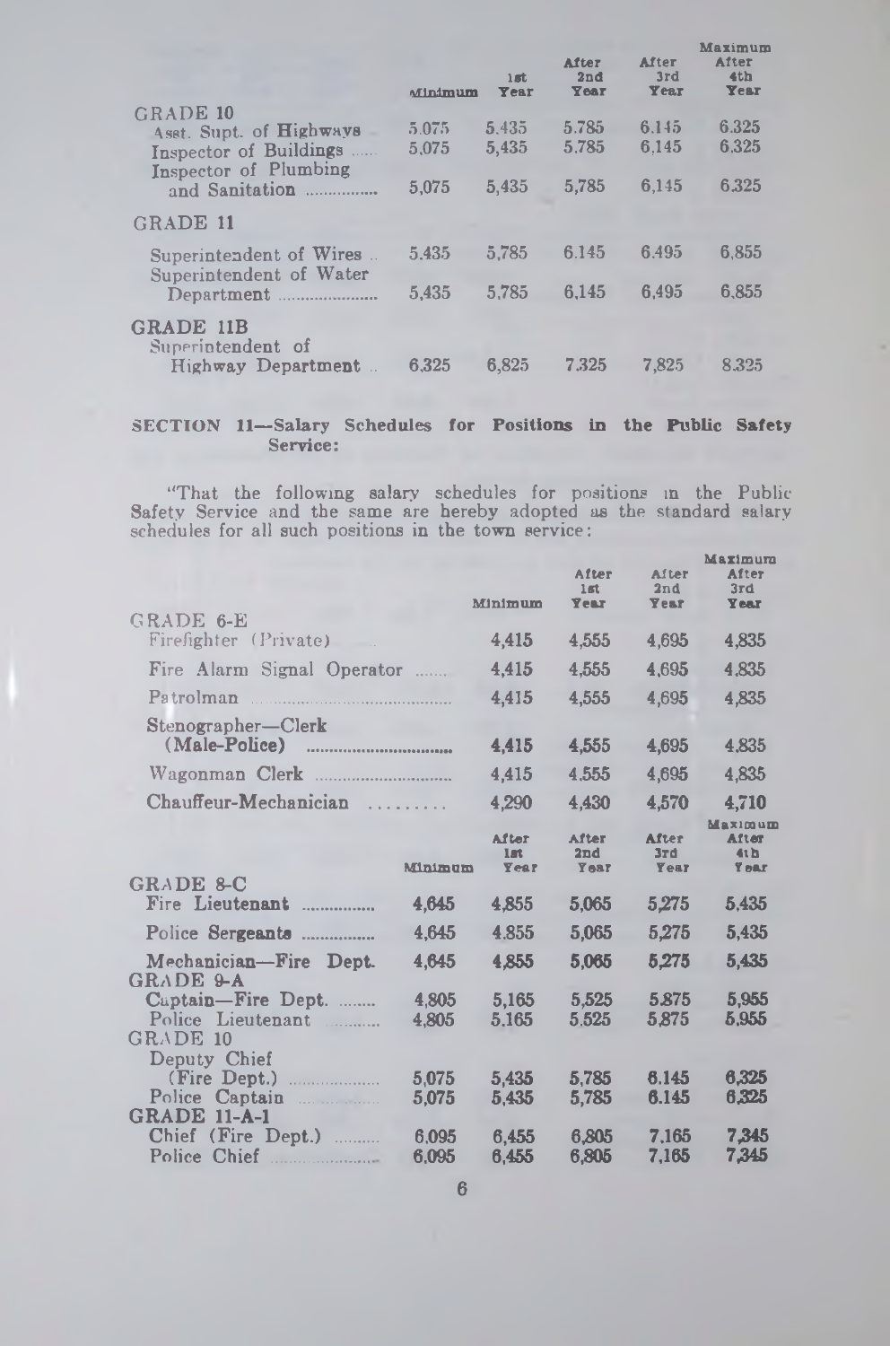| | Minimum | 1st Year | After 2nd Year | After 3rd Year | Maximum After 4th Year |
|---|---|---|---|---|---|
| **GRADE 10** | | | | | |
| Asst. Supt. of Highways | 5.075 | 5.435 | 5.785 | 6.145 | 6.325 |
| Inspector of Buildings | 5,075 | 5,435 | 5.785 | 6,145 | 6.325 |
| Inspector of Plumbing and Sanitation | 5,075 | 5,435 | 5,785 | 6,145 | 6.325 |
| **GRADE 11** | | | | | |
| Superintendent of Wires | 5.435 | 5,785 | 6.145 | 6.495 | 6,855 |
| Superintendent of Water Department | 5,435 | 5,785 | 6,145 | 6,495 | 6,855 |
| **GRADE 11B** | | | | | |
| Superintendent of Highway Department | 6,325 | 6,825 | 7.325 | 7,825 | 8.325 |

**SECTION 11—Salary Schedules for Positions in the Public Safety Service:**

"That the following salary schedules for positions in the Public Safety Service and the same are hereby adopted as the standard salary schedules for all such positions in the town service:

| | Minimum | After 1st Year | After 2nd Year | Maximum After 3rd Year |
|---|---|---|---|---|
| **GRADE 6-E** | | | | |
| Firefighter (Private) | 4,415 | 4,555 | 4,695 | 4,835 |
| Fire Alarm Signal Operator | 4,415 | 4,555 | 4,695 | 4,835 |
| Patrolman | 4,415 | 4,555 | 4,695 | 4,835 |
| Stenographer—Clerk (Male-Police) | 4,415 | 4,555 | 4,695 | 4,835 |
| Wagonman Clerk | 4,415 | 4.555 | 4,695 | 4,835 |
| Chauffeur-Mechanician | 4,290 | 4,430 | 4,570 | 4,710 |

| | Minimum | After 1st Year | After 2nd Year | After 3rd Year | Maximum After 4th Year |
|---|---|---|---|---|---|
| **GRADE 8-C** | | | | | |
| Fire Lieutenant | 4,645 | 4,855 | 5,065 | 5,275 | 5,435 |
| Police Sergeants | 4,645 | 4,855 | 5,065 | 5,275 | 5,435 |
| Mechanician—Fire Dept. | 4,645 | 4,855 | 5,065 | 5,275 | 5,435 |
| **GRADE 9-A** | | | | | |
| Captain—Fire Dept. | 4,805 | 5,165 | 5,525 | 5,875 | 5,955 |
| Police Lieutenant | 4,805 | 5.165 | 5.525 | 5,875 | 5,955 |
| **GRADE 10** | | | | | |
| Deputy Chief (Fire Dept.) | 5,075 | 5,435 | 5,785 | 6.145 | 6,325 |
| Police Captain | 5,075 | 5,435 | 5,785 | 6.145 | 6,325 |
| **GRADE 11-A-1** | | | | | |
| Chief (Fire Dept.) | 6,095 | 6,455 | 6,805 | 7,165 | 7,345 |
| Police Chief | 6,095 | 6,455 | 6,805 | 7,165 | 7,345 |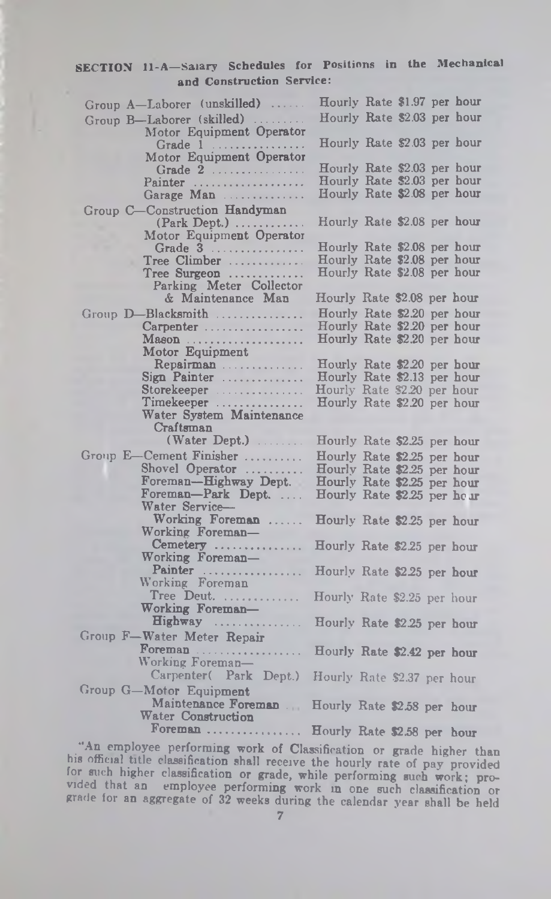**SECTION 11-A—Salary Schedules for Positions in the Mechanical and Construction Service:**

| Group | Position | Rate |
|---|---|---|
| Group A— | Laborer (unskilled) | Hourly Rate $1.97 per hour |
| Group B— | Laborer (skilled) | Hourly Rate $2.03 per hour |
| | Motor Equipment Operator Grade 1 | Hourly Rate $2.03 per hour |
| | Motor Equipment Operator Grade 2 | Hourly Rate $2.03 per hour |
| | Painter | Hourly Rate $2.03 per hour |
| | Garage Man | Hourly Rate $2.08 per hour |
| Group C— | Construction Handyman (Park Dept.) | Hourly Rate $2.08 per hour |
| | Motor Equipment Operator Grade 3 | Hourly Rate $2.08 per hour |
| | Tree Climber | Hourly Rate $2.08 per hour |
| | Tree Surgeon | Hourly Rate $2.08 per hour |
| | Parking Meter Collector & Maintenance Man | Hourly Rate $2.08 per hour |
| Group D— | Blacksmith | Hourly Rate $2.20 per hour |
| | Carpenter | Hourly Rate $2.20 per hour |
| | Mason | Hourly Rate $2.20 per hour |
| | Motor Equipment Repairman | Hourly Rate $2.20 per hour |
| | Sign Painter | Hourly Rate $2.13 per hour |
| | Storekeeper | Hourly Rate $2.20 per hour |
| | Timekeeper | Hourly Rate $2.20 per hour |
| | Water System Maintenance Craftsman (Water Dept.) | Hourly Rate $2.25 per hour |
| Group E— | Cement Finisher | Hourly Rate $2.25 per hour |
| | Shovel Operator | Hourly Rate $2.25 per hour |
| | Foreman—Highway Dept. | Hourly Rate $2.25 per hour |
| | Foreman—Park Dept. | Hourly Rate $2.25 per hour |
| | Water Service—Working Foreman | Hourly Rate $2.25 per hour |
| | Working Foreman—Cemetery | Hourly Rate $2.25 per hour |
| | Working Foreman—Painter | Hourly Rate $2.25 per hour |
| | Working Foreman Tree Deut. | Hourly Rate $2.25 per hour |
| | Working Foreman—Highway | Hourly Rate $2.25 per hour |
| Group F— | Water Meter Repair Foreman | Hourly Rate $2.42 per hour |
| | Working Foreman—Carpenter( Park Dept.) | Hourly Rate $2.37 per hour |
| Group G— | Motor Equipment Maintenance Foreman | Hourly Rate $2.58 per hour |
| | Water Construction Foreman | Hourly Rate $2.58 per hour |

"An employee performing work of Classification or grade higher than his official title classification shall receive the hourly rate of pay provided for such higher classification or grade, while performing such work; provided that an employee performing work in one such classification or grade for an aggregate of 32 weeks during the calendar year shall be held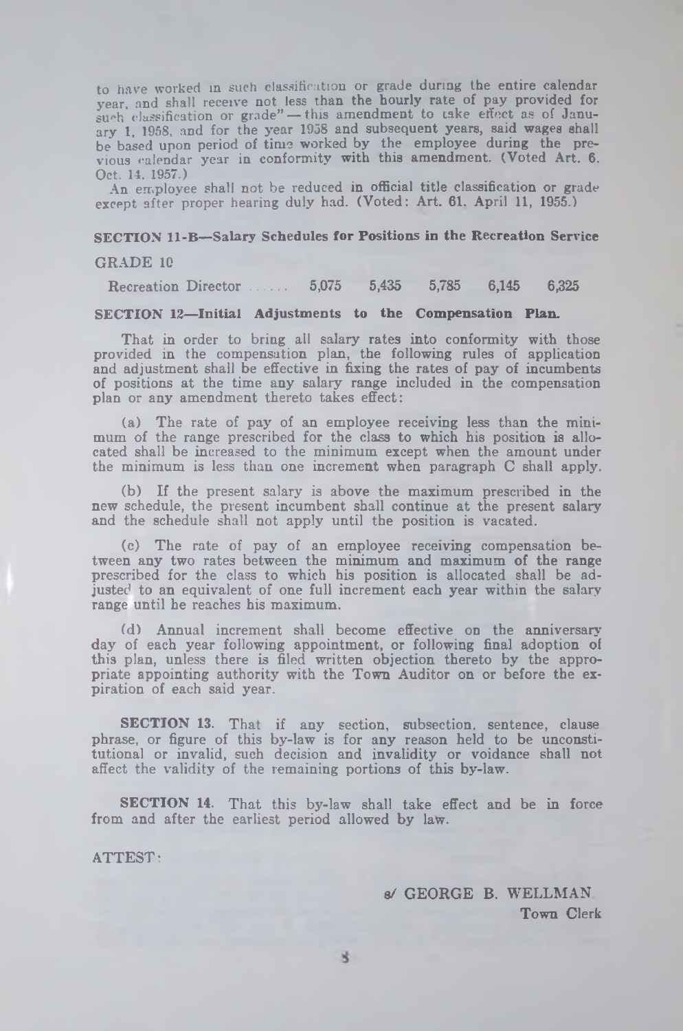to have worked in such classification or grade during the entire calendar year, and shall receive not less than the hourly rate of pay provided for such classification or grade" — this amendment to take effect as of January 1, 1958, and for the year 1958 and subsequent years, said wages shall be based upon period of time worked by the employee during the previous calendar year in conformity with this amendment. (Voted Art. 6. Oct. 14. 1957.)

An employee shall not be reduced in official title classification or grade except after proper hearing duly had. (Voted: Art. 61, April 11, 1955.)

**SECTION 11-B—Salary Schedules for Positions in the Recreation Service**

GRADE 10

| | | | | | |
|---|---|---|---|---|---|
| Recreation Director ...... | 5,075 | 5,435 | 5,785 | 6,145 | 6,325 |

**SECTION 12—Initial Adjustments to the Compensation Plan.**

That in order to bring all salary rates into conformity with those provided in the compensation plan, the following rules of application and adjustment shall be effective in fixing the rates of pay of incumbents of positions at the time any salary range included in the compensation plan or any amendment thereto takes effect:

(a) The rate of pay of an employee receiving less than the minimum of the range prescribed for the class to which his position is allocated shall be increased to the minimum except when the amount under the minimum is less than one increment when paragraph C shall apply.

(b) If the present salary is above the maximum prescribed in the new schedule, the present incumbent shall continue at the present salary and the schedule shall not apply until the position is vacated.

(c) The rate of pay of an employee receiving compensation between any two rates between the minimum and maximum of the range prescribed for the class to which his position is allocated shall be adjusted to an equivalent of one full increment each year within the salary range until he reaches his maximum.

(d) Annual increment shall become effective on the anniversary day of each year following appointment, or following final adoption of this plan, unless there is filed written objection thereto by the appropriate appointing authority with the Town Auditor on or before the expiration of each said year.

**SECTION 13.** That if any section, subsection, sentence, clause phrase, or figure of this by-law is for any reason held to be unconstitutional or invalid, such decision and invalidity or voidance shall not affect the validity of the remaining portions of this by-law.

**SECTION 14.** That this by-law shall take effect and be in force from and after the earliest period allowed by law.

ATTEST:

s/ GEORGE B. WELLMAN
Town Clerk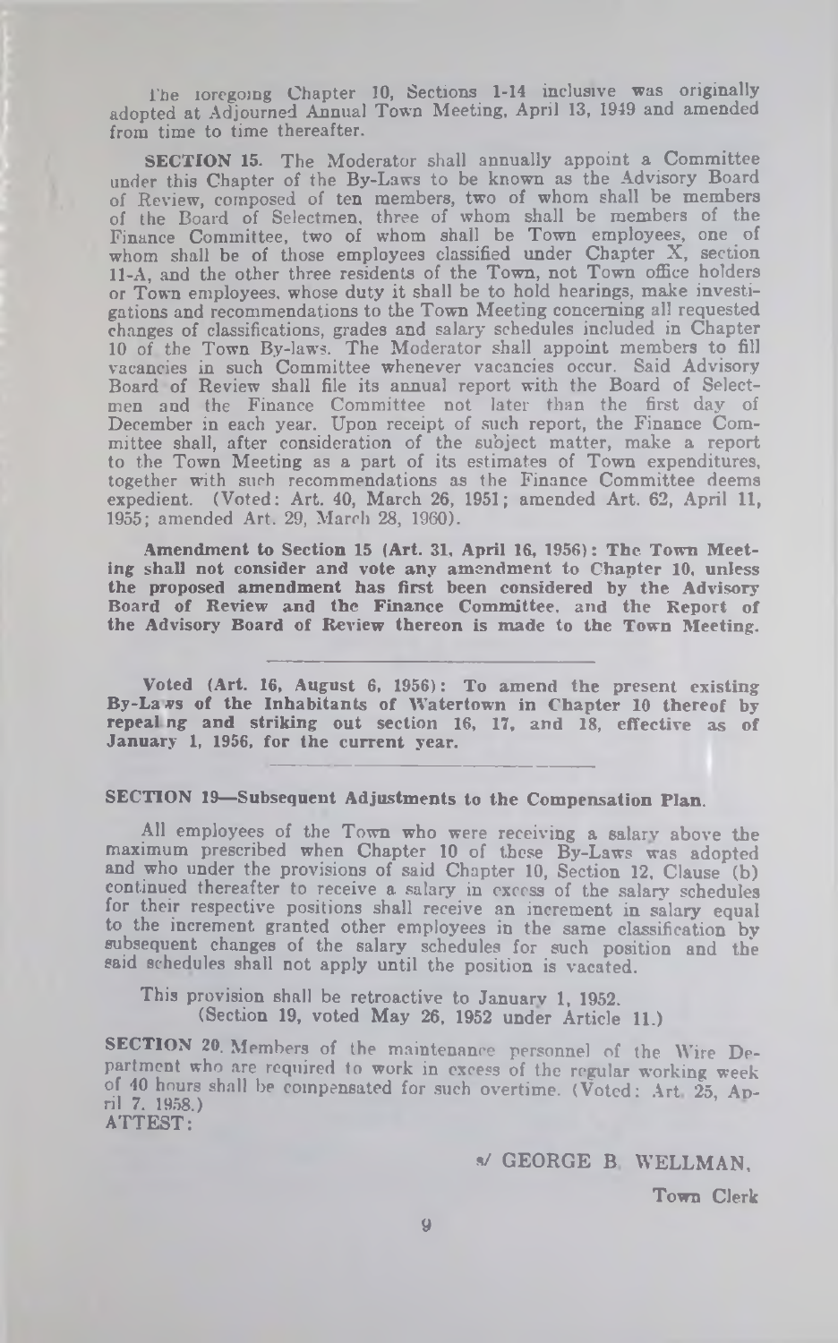The foregoing Chapter 10, Sections 1-14 inclusive was originally adopted at Adjourned Annual Town Meeting, April 13, 1949 and amended from time to time thereafter.

**SECTION 15.** The Moderator shall annually appoint a Committee under this Chapter of the By-Laws to be known as the Advisory Board of Review, composed of ten members, two of whom shall be members of the Board of Selectmen, three of whom shall be members of the Finance Committee, two of whom shall be Town employees, one of whom shall be of those employees classified under Chapter X, section 11-A, and the other three residents of the Town, not Town office holders or Town employees, whose duty it shall be to hold hearings, make investigations and recommendations to the Town Meeting concerning all requested changes of classifications, grades and salary schedules included in Chapter 10 of the Town By-laws. The Moderator shall appoint members to fill vacancies in such Committee whenever vacancies occur. Said Advisory Board of Review shall file its annual report with the Board of Selectmen and the Finance Committee not later than the first day of December in each year. Upon receipt of such report, the Finance Committee shall, after consideration of the subject matter, make a report to the Town Meeting as a part of its estimates of Town expenditures, together with such recommendations as the Finance Committee deems expedient. (Voted: Art. 40, March 26, 1951; amended Art. 62, April 11, 1955; amended Art. 29, March 28, 1960).

**Amendment to Section 15 (Art. 31, April 16, 1956): The Town Meeting shall not consider and vote any amendment to Chapter 10, unless the proposed amendment has first been considered by the Advisory Board of Review and the Finance Committee, and the Report of the Advisory Board of Review thereon is made to the Town Meeting.**

---

**Voted (Art. 16, August 6, 1956): To amend the present existing By-Laws of the Inhabitants of Watertown in Chapter 10 thereof by repealing and striking out section 16, 17, and 18, effective as of January 1, 1956, for the current year.**

---

**SECTION 19—Subsequent Adjustments to the Compensation Plan.**

All employees of the Town who were receiving a salary above the maximum prescribed when Chapter 10 of these By-Laws was adopted and who under the provisions of said Chapter 10, Section 12, Clause (b) continued thereafter to receive a salary in excess of the salary schedules for their respective positions shall receive an increment in salary equal to the increment granted other employees in the same classification by subsequent changes of the salary schedules for such position and the said schedules shall not apply until the position is vacated.

This provision shall be retroactive to January 1, 1952.
(Section 19, voted May 26, 1952 under Article 11.)

**SECTION 20.** Members of the maintenance personnel of the Wire Department who are required to work in excess of the regular working week of 40 hours shall be compensated for such overtime. (Voted: Art. 25, April 7, 1958.)

ATTEST:

s/ GEORGE B. WELLMAN,

Town Clerk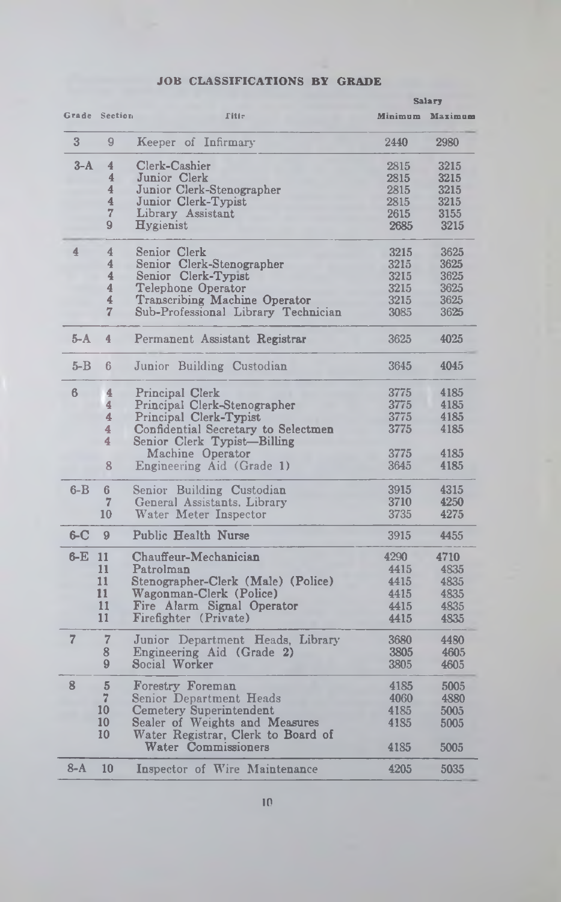## JOB CLASSIFICATIONS BY GRADE

| Grade | Section | Title | Salary Minimum | Salary Maximum |
|---|---|---|---|---|
| 3 | 9 | Keeper of Infirmary | 2440 | 2980 |
| 3-A | 4 | Clerk-Cashier | 2815 | 3215 |
| | 4 | Junior Clerk | 2815 | 3215 |
| | 4 | Junior Clerk-Stenographer | 2815 | 3215 |
| | 4 | Junior Clerk-Typist | 2815 | 3215 |
| | 7 | Library Assistant | 2615 | 3155 |
| | 9 | Hygienist | 2685 | 3215 |
| 4 | 4 | Senior Clerk | 3215 | 3625 |
| | 4 | Senior Clerk-Stenographer | 3215 | 3625 |
| | 4 | Senior Clerk-Typist | 3215 | 3625 |
| | 4 | Telephone Operator | 3215 | 3625 |
| | 4 | Transcribing Machine Operator | 3215 | 3625 |
| | 7 | Sub-Professional Library Technician | 3085 | 3625 |
| 5-A | 4 | Permanent Assistant Registrar | 3625 | 4025 |
| 5-B | 6 | Junior Building Custodian | 3645 | 4045 |
| 6 | 4 | Principal Clerk | 3775 | 4185 |
| | 4 | Principal Clerk-Stenographer | 3775 | 4185 |
| | 4 | Principal Clerk-Typist | 3775 | 4185 |
| | 4 | Confidential Secretary to Selectmen | 3775 | 4185 |
| | 4 | Senior Clerk Typist—Billing Machine Operator | 3775 | 4185 |
| | 8 | Engineering Aid (Grade 1) | 3645 | 4185 |
| 6-B | 6 | Senior Building Custodian | 3915 | 4315 |
| | 7 | General Assistants, Library | 3710 | 4250 |
| | 10 | Water Meter Inspector | 3735 | 4275 |
| 6-C | 9 | Public Health Nurse | 3915 | 4455 |
| 6-E | 11 | Chauffeur-Mechanician | 4290 | 4710 |
| | 11 | Patrolman | 4415 | 4835 |
| | 11 | Stenographer-Clerk (Male) (Police) | 4415 | 4835 |
| | 11 | Wagonman-Clerk (Police) | 4415 | 4835 |
| | 11 | Fire Alarm Signal Operator | 4415 | 4835 |
| | 11 | Firefighter (Private) | 4415 | 4835 |
| 7 | 7 | Junior Department Heads, Library | 3680 | 4480 |
| | 8 | Engineering Aid (Grade 2) | 3805 | 4605 |
| | 9 | Social Worker | 3805 | 4605 |
| 8 | 5 | Forestry Foreman | 4185 | 5005 |
| | 7 | Senior Department Heads | 4060 | 4880 |
| | 10 | Cemetery Superintendent | 4185 | 5005 |
| | 10 | Sealer of Weights and Measures | 4185 | 5005 |
| | 10 | Water Registrar, Clerk to Board of Water Commissioners | 4185 | 5005 |
| 8-A | 10 | Inspector of Wire Maintenance | 4205 | 5035 |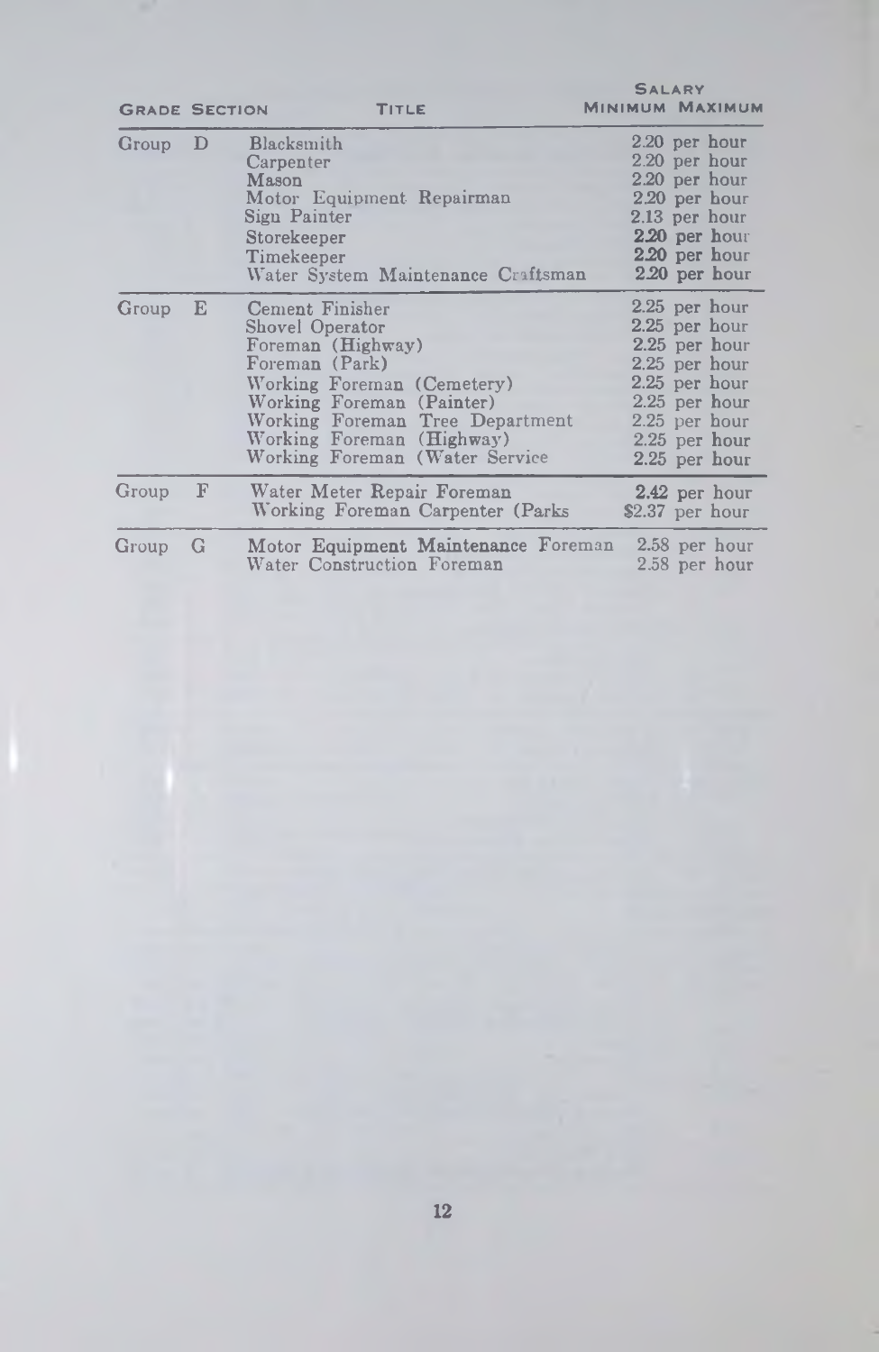| Grade Section | | Title | Salary Minimum Maximum |
|---|---|---|---|
| Group | D | Blacksmith | 2.20 per hour |
| | | Carpenter | 2.20 per hour |
| | | Mason | 2.20 per hour |
| | | Motor Equipment Repairman | 2.20 per hour |
| | | Sign Painter | 2.13 per hour |
| | | Storekeeper | 2.20 per hour |
| | | Timekeeper | 2.20 per hour |
| | | Water System Maintenance Craftsman | 2.20 per hour |
| Group | E | Cement Finisher | 2.25 per hour |
| | | Shovel Operator | 2.25 per hour |
| | | Foreman (Highway) | 2.25 per hour |
| | | Foreman (Park) | 2.25 per hour |
| | | Working Foreman (Cemetery) | 2.25 per hour |
| | | Working Foreman (Painter) | 2.25 per hour |
| | | Working Foreman Tree Department | 2.25 per hour |
| | | Working Foreman (Highway) | 2.25 per hour |
| | | Working Foreman (Water Service | 2.25 per hour |
| Group | F | Water Meter Repair Foreman | 2.42 per hour |
| | | Working Foreman Carpenter (Parks | $2.37 per hour |
| Group | G | Motor Equipment Maintenance Foreman | 2.58 per hour |
| | | Water Construction Foreman | 2.58 per hour |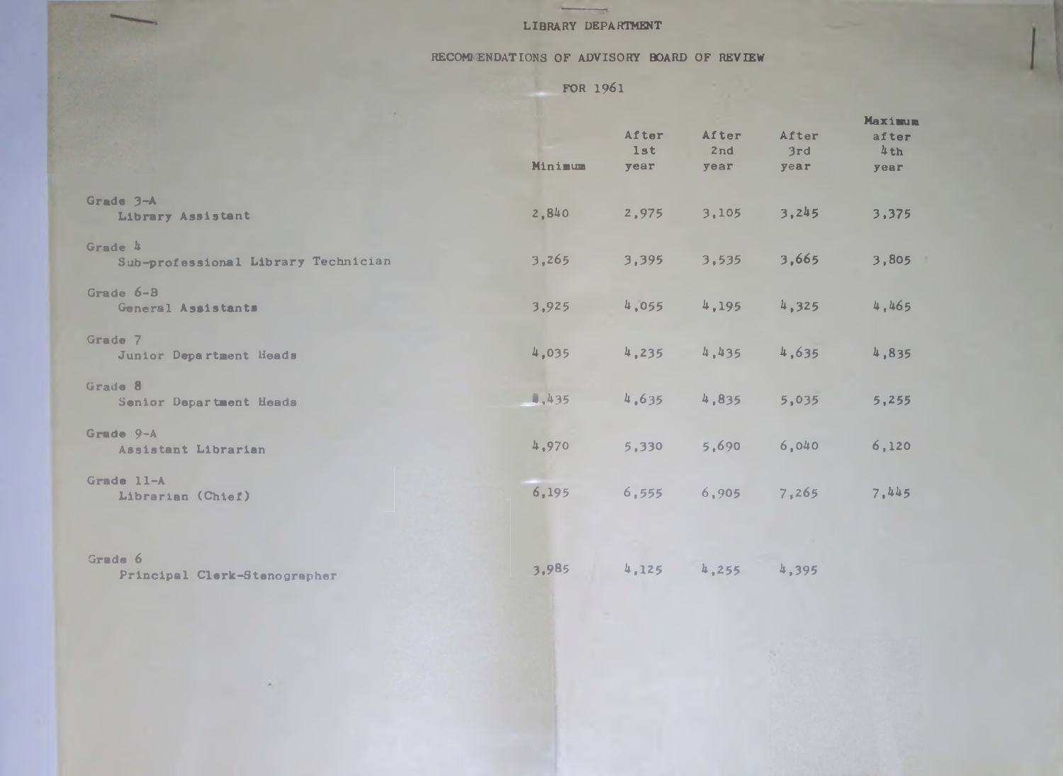LIBRARY DEPARTMENT

RECOMMENDATIONS OF ADVISORY BOARD OF REVIEW

FOR 1961

| | Minimum | After 1st year | After 2nd year | After 3rd year | Maximum after 4th year |
|---|---|---|---|---|---|
| Grade 3-A<br>Library Assistant | 2,840 | 2,975 | 3,105 | 3,245 | 3,375 |
| Grade 4<br>Sub-professional Library Technician | 3,265 | 3,395 | 3,535 | 3,665 | 3,805 |
| Grade 6-B<br>General Assistants | 3,925 | 4,055 | 4,195 | 4,325 | 4,465 |
| Grade 7<br>Junior Department Heads | 4,035 | 4,235 | 4,435 | 4,635 | 4,835 |
| Grade 8<br>Senior Department Heads | 4,435 | 4,635 | 4,835 | 5,035 | 5,255 |
| Grade 9-A<br>Assistant Librarian | 4,970 | 5,330 | 5,690 | 6,040 | 6,120 |
| Grade 11-A<br>Librarian (Chief) | 6,195 | 6,555 | 6,905 | 7,265 | 7,445 |
| Grade 6<br>Principal Clerk-Stenographer | 3,985 | 4,125 | 4,255 | 4,395 | |